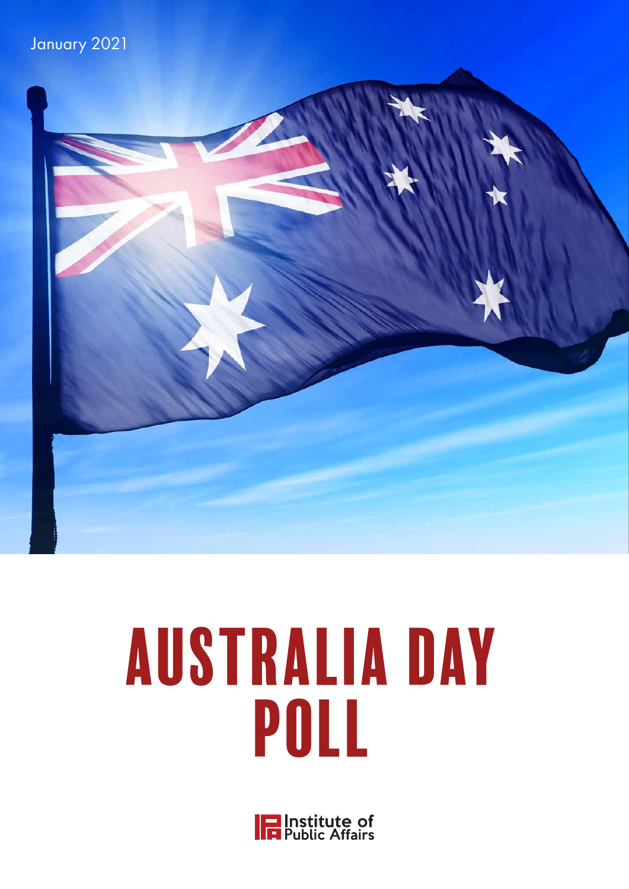January 2021

# AUSTRALIA DAY POLL

Institute of Public Affairs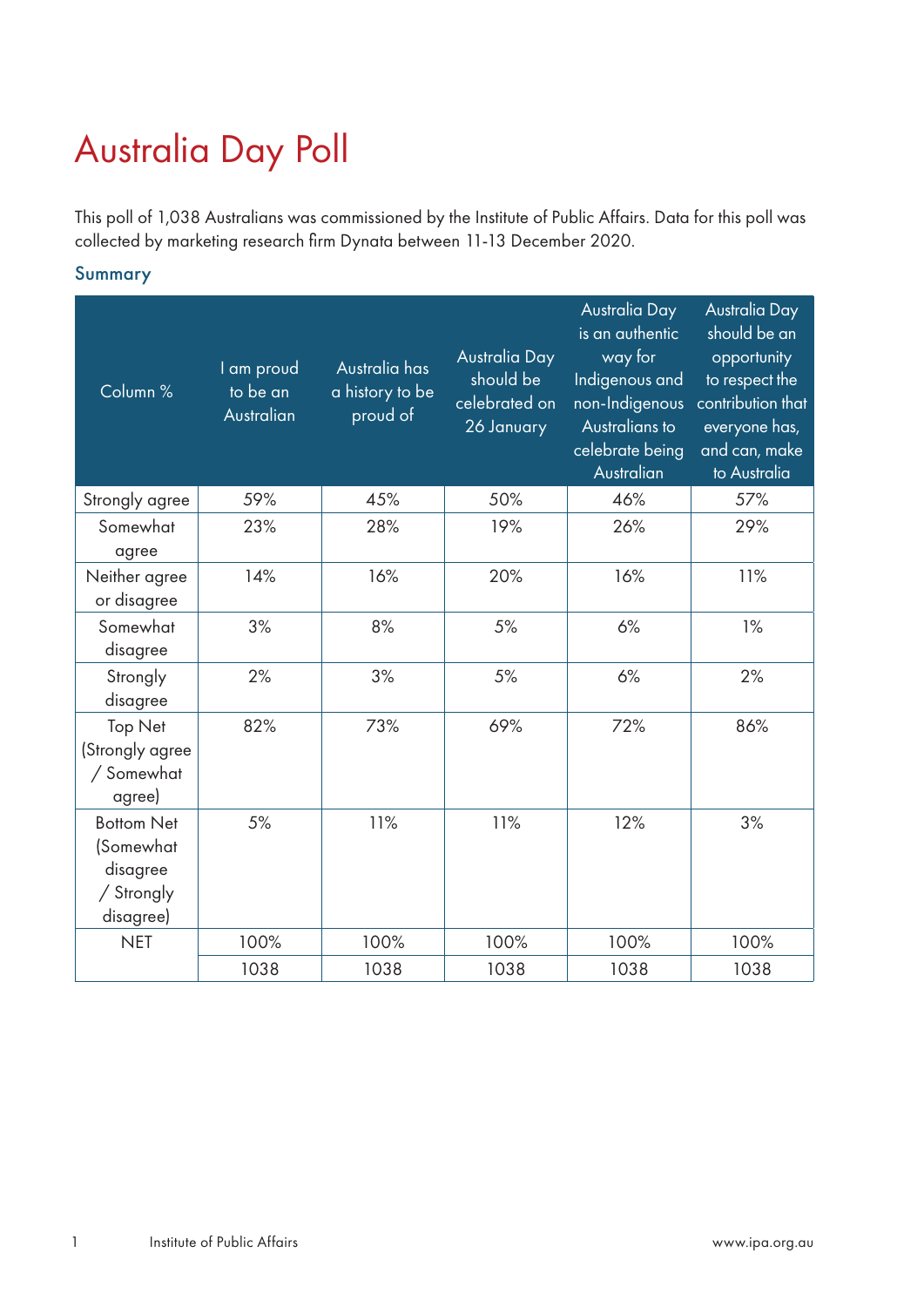# Australia Day Poll

This poll of 1,038 Australians was commissioned by the Institute of Public Affairs. Data for this poll was collected by marketing research firm Dynata between 11-13 December 2020.

## Summary

| Column % | I am proud to be an Australian | Australia has a history to be proud of | Australia Day should be celebrated on 26 January | Australia Day is an authentic way for Indigenous and non-Indigenous Australians to celebrate being Australian | Australia Day should be an opportunity to respect the contribution that everyone has, and can, make to Australia |
|---|---|---|---|---|---|
| Strongly agree | 59% | 45% | 50% | 46% | 57% |
| Somewhat agree | 23% | 28% | 19% | 26% | 29% |
| Neither agree or disagree | 14% | 16% | 20% | 16% | 11% |
| Somewhat disagree | 3% | 8% | 5% | 6% | 1% |
| Strongly disagree | 2% | 3% | 5% | 6% | 2% |
| Top Net (Strongly agree / Somewhat agree) | 82% | 73% | 69% | 72% | 86% |
| Bottom Net (Somewhat disagree / Strongly disagree) | 5% | 11% | 11% | 12% | 3% |
| NET | 100% | 100% | 100% | 100% | 100% |
| | 1038 | 1038 | 1038 | 1038 | 1038 |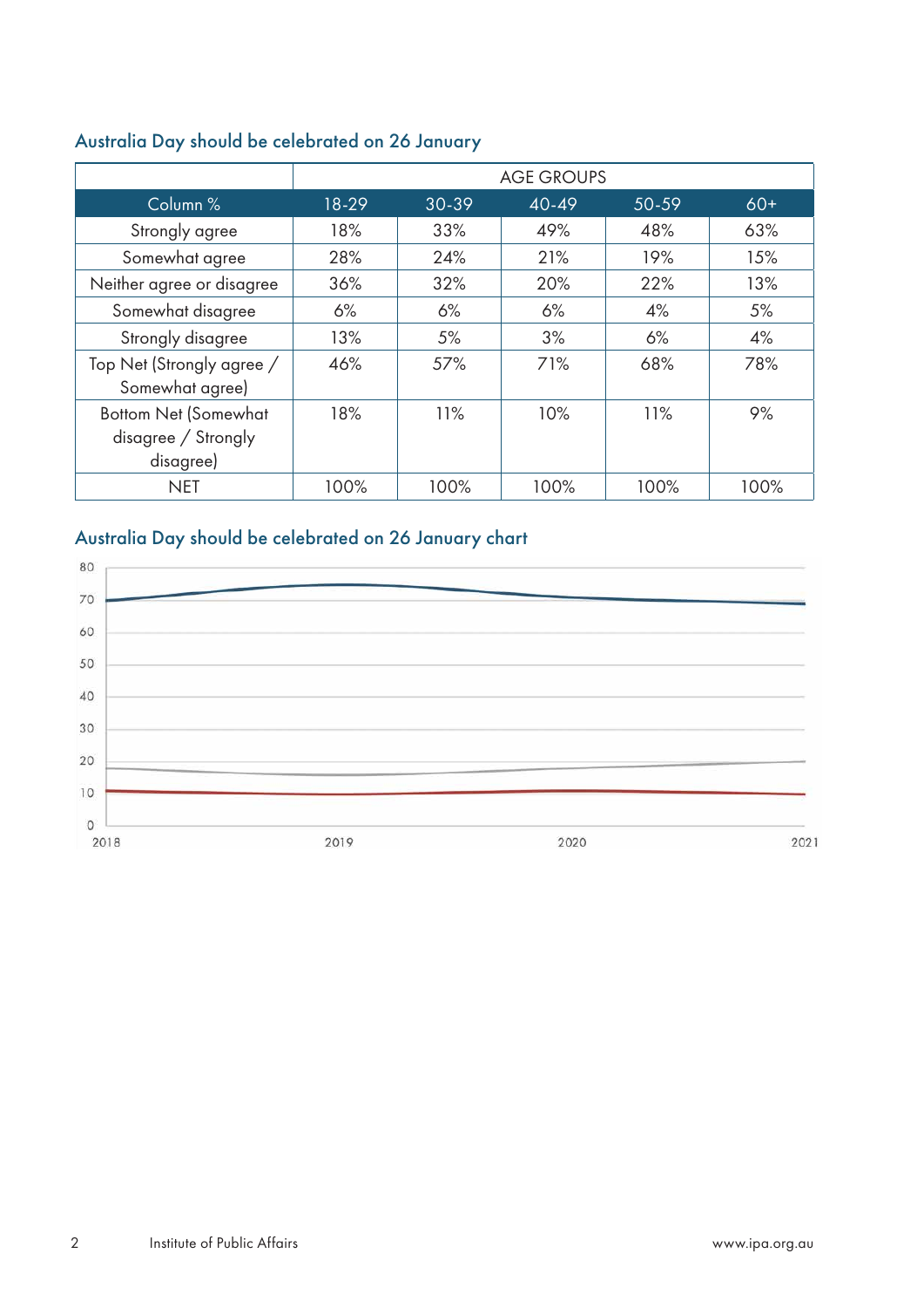## Australia Day should be celebrated on 26 January

| | AGE GROUPS | | | | |
|---|---|---|---|---|---|
| Column % | 18-29 | 30-39 | 40-49 | 50-59 | 60+ |
| Strongly agree | 18% | 33% | 49% | 48% | 63% |
| Somewhat agree | 28% | 24% | 21% | 19% | 15% |
| Neither agree or disagree | 36% | 32% | 20% | 22% | 13% |
| Somewhat disagree | 6% | 6% | 6% | 4% | 5% |
| Strongly disagree | 13% | 5% | 3% | 6% | 4% |
| Top Net (Strongly agree / Somewhat agree) | 46% | 57% | 71% | 68% | 78% |
| Bottom Net (Somewhat disagree / Strongly disagree) | 18% | 11% | 10% | 11% | 9% |
| NET | 100% | 100% | 100% | 100% | 100% |

## Australia Day should be celebrated on 26 January chart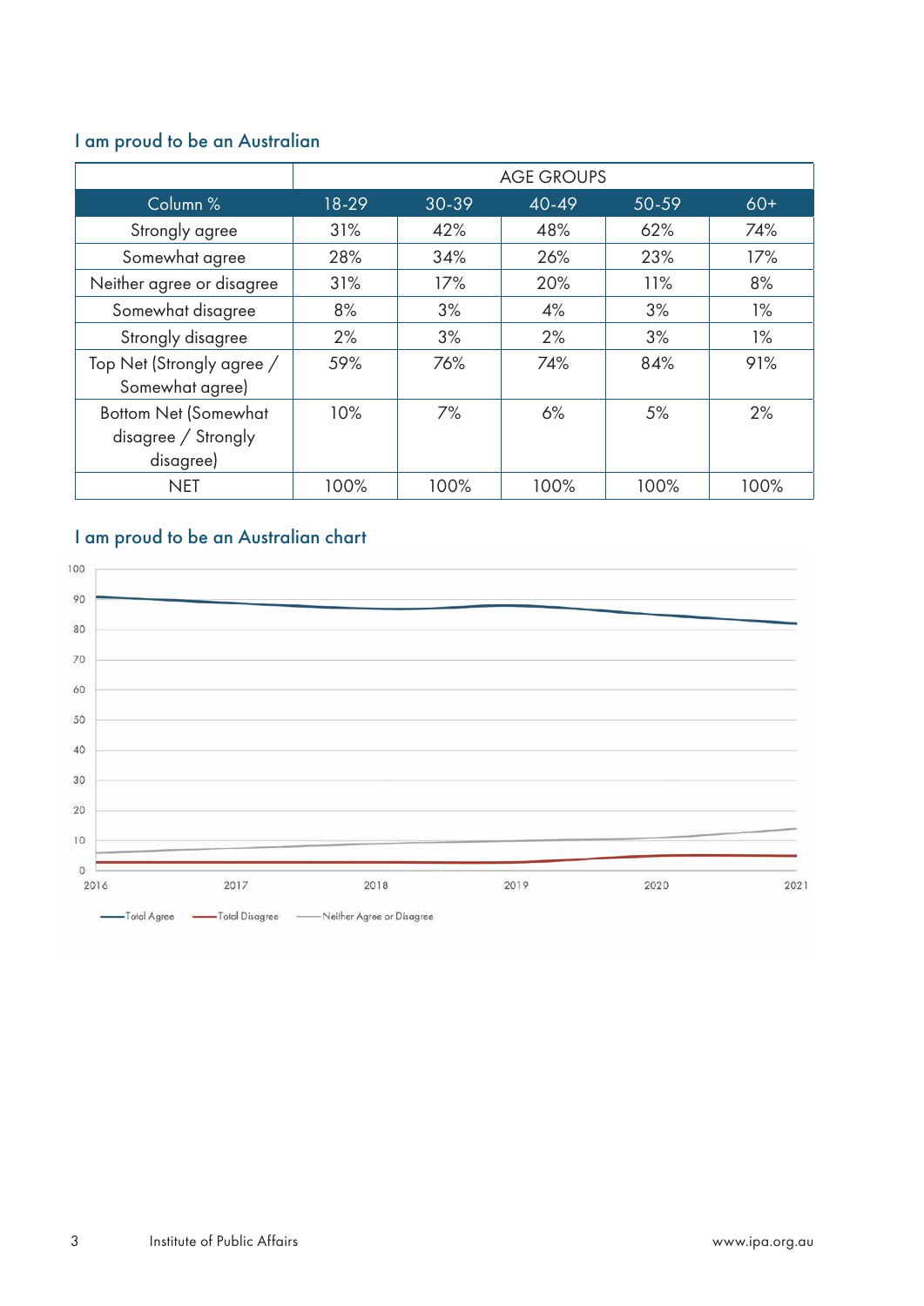### I am proud to be an Australian

| | AGE GROUPS | | | | |
|---|---|---|---|---|---|
| Column % | 18-29 | 30-39 | 40-49 | 50-59 | 60+ |
| Strongly agree | 31% | 42% | 48% | 62% | 74% |
| Somewhat agree | 28% | 34% | 26% | 23% | 17% |
| Neither agree or disagree | 31% | 17% | 20% | 11% | 8% |
| Somewhat disagree | 8% | 3% | 4% | 3% | 1% |
| Strongly disagree | 2% | 3% | 2% | 3% | 1% |
| Top Net (Strongly agree / Somewhat agree) | 59% | 76% | 74% | 84% | 91% |
| Bottom Net (Somewhat disagree / Strongly disagree) | 10% | 7% | 6% | 5% | 2% |
| NET | 100% | 100% | 100% | 100% | 100% |

### I am proud to be an Australian chart

Total Agree, Total Disagree, Neither Agree or Disagree (2016–2021)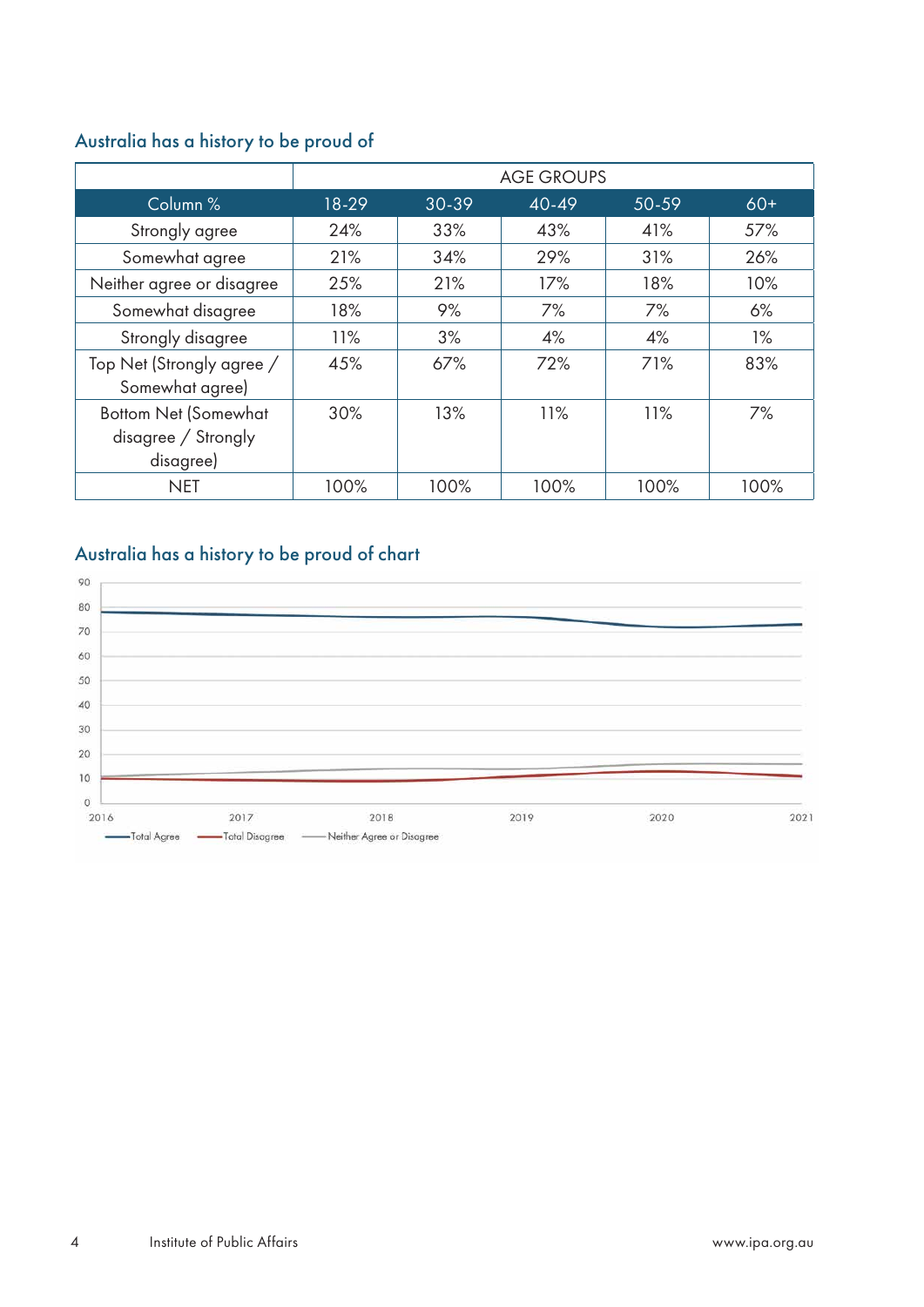## Australia has a history to be proud of

| | AGE GROUPS | | | | |
|---|---|---|---|---|---|
| Column % | 18-29 | 30-39 | 40-49 | 50-59 | 60+ |
| Strongly agree | 24% | 33% | 43% | 41% | 57% |
| Somewhat agree | 21% | 34% | 29% | 31% | 26% |
| Neither agree or disagree | 25% | 21% | 17% | 18% | 10% |
| Somewhat disagree | 18% | 9% | 7% | 7% | 6% |
| Strongly disagree | 11% | 3% | 4% | 4% | 1% |
| Top Net (Strongly agree / Somewhat agree) | 45% | 67% | 72% | 71% | 83% |
| Bottom Net (Somewhat disagree / Strongly disagree) | 30% | 13% | 11% | 11% | 7% |
| NET | 100% | 100% | 100% | 100% | 100% |

## Australia has a history to be proud of chart

90
80
70
60
50
40
30
20
10
0

2016 2017 2018 2019 2020 2021

Total Agree · Total Disagree · Neither Agree or Disagree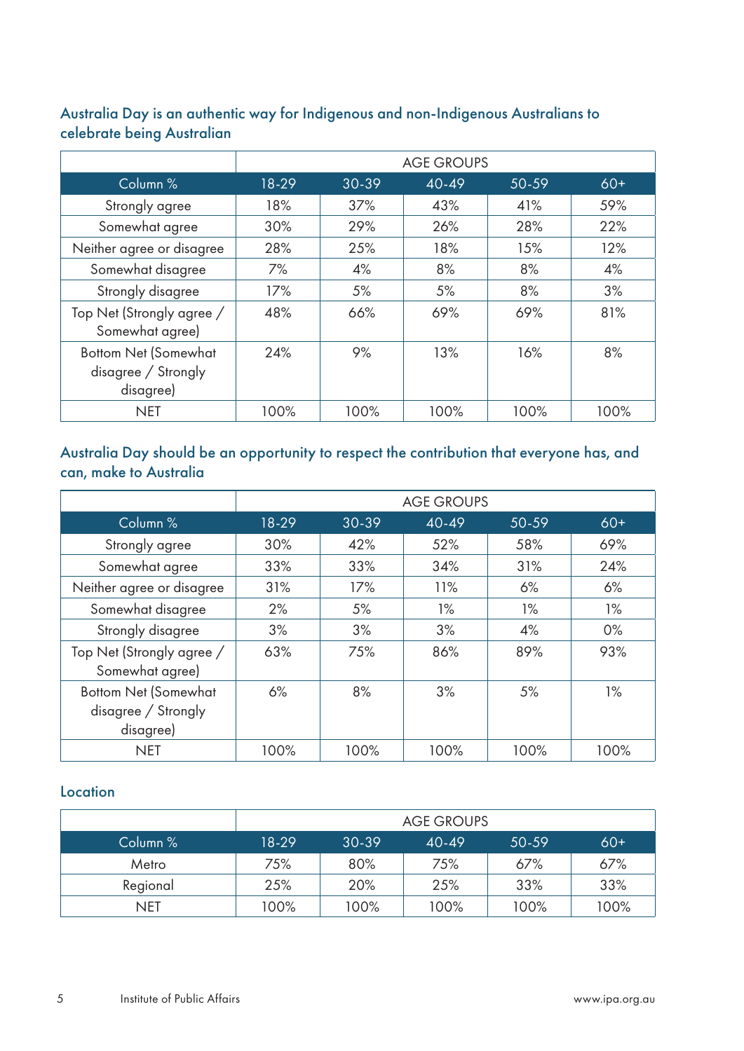### Australia Day is an authentic way for Indigenous and non-Indigenous Australians to celebrate being Australian

| | AGE GROUPS | | | | |
|---|---|---|---|---|---|
| Column % | 18-29 | 30-39 | 40-49 | 50-59 | 60+ |
| Strongly agree | 18% | 37% | 43% | 41% | 59% |
| Somewhat agree | 30% | 29% | 26% | 28% | 22% |
| Neither agree or disagree | 28% | 25% | 18% | 15% | 12% |
| Somewhat disagree | 7% | 4% | 8% | 8% | 4% |
| Strongly disagree | 17% | 5% | 5% | 8% | 3% |
| Top Net (Strongly agree / Somewhat agree) | 48% | 66% | 69% | 69% | 81% |
| Bottom Net (Somewhat disagree / Strongly disagree) | 24% | 9% | 13% | 16% | 8% |
| NET | 100% | 100% | 100% | 100% | 100% |

### Australia Day should be an opportunity to respect the contribution that everyone has, and can, make to Australia

| | AGE GROUPS | | | | |
|---|---|---|---|---|---|
| Column % | 18-29 | 30-39 | 40-49 | 50-59 | 60+ |
| Strongly agree | 30% | 42% | 52% | 58% | 69% |
| Somewhat agree | 33% | 33% | 34% | 31% | 24% |
| Neither agree or disagree | 31% | 17% | 11% | 6% | 6% |
| Somewhat disagree | 2% | 5% | 1% | 1% | 1% |
| Strongly disagree | 3% | 3% | 3% | 4% | 0% |
| Top Net (Strongly agree / Somewhat agree) | 63% | 75% | 86% | 89% | 93% |
| Bottom Net (Somewhat disagree / Strongly disagree) | 6% | 8% | 3% | 5% | 1% |
| NET | 100% | 100% | 100% | 100% | 100% |

### Location

| | AGE GROUPS | | | | |
|---|---|---|---|---|---|
| Column % | 18-29 | 30-39 | 40-49 | 50-59 | 60+ |
| Metro | 75% | 80% | 75% | 67% | 67% |
| Regional | 25% | 20% | 25% | 33% | 33% |
| NET | 100% | 100% | 100% | 100% | 100% |